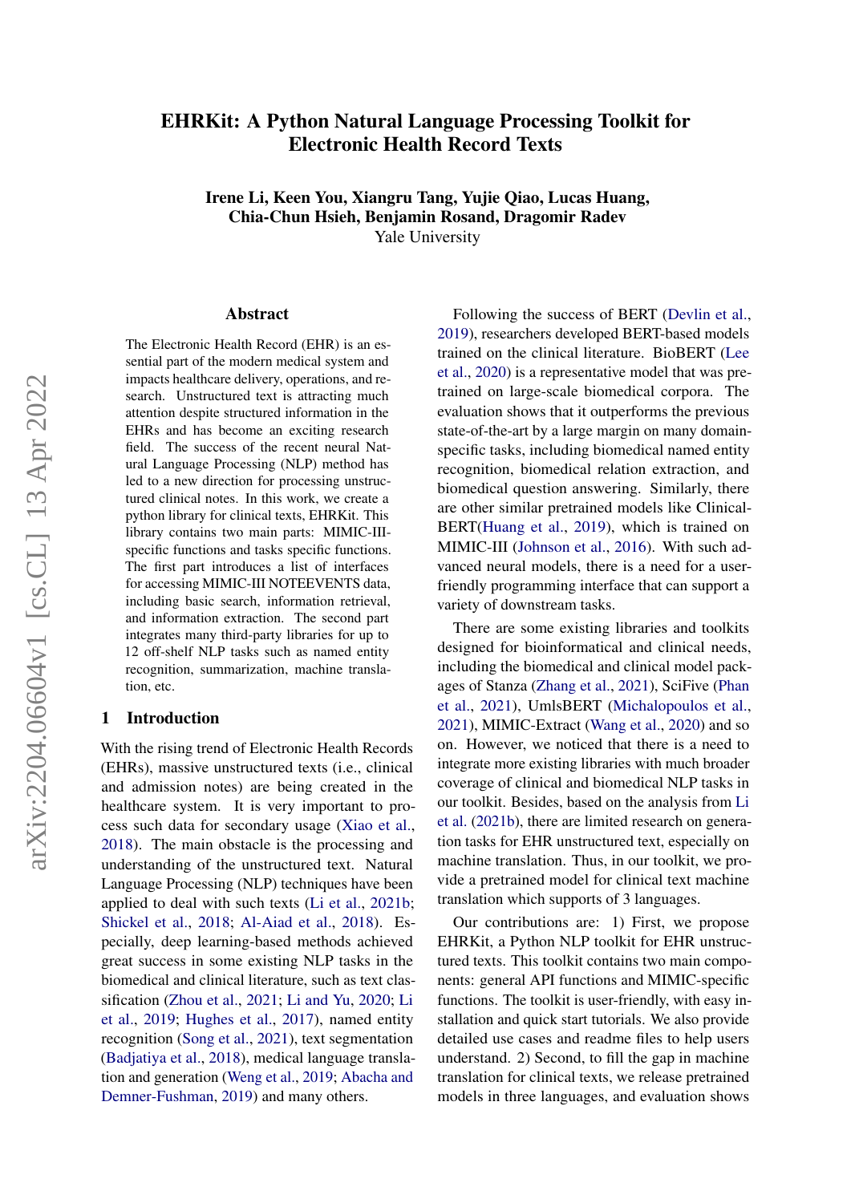# EHRKit: A Python Natural Language Processing Toolkit for Electronic Health Record Texts

**Irene Li, Keen You, Xiangru Tang, Yujie Qiao, Lucas Huang, Chia-Chun Hsieh, Benjamin Rosand, Dragomir Radev**
Yale University

## Abstract

The Electronic Health Record (EHR) is an essential part of the modern medical system and impacts healthcare delivery, operations, and research. Unstructured text is attracting much attention despite structured information in the EHRs and has become an exciting research field. The success of the recent neural Natural Language Processing (NLP) method has led to a new direction for processing unstructured clinical notes. In this work, we create a python library for clinical texts, EHRKit. This library contains two main parts: MIMIC-III-specific functions and tasks specific functions. The first part introduces a list of interfaces for accessing MIMIC-III NOTEEVENTS data, including basic search, information retrieval, and information extraction. The second part integrates many third-party libraries for up to 12 off-shelf NLP tasks such as named entity recognition, summarization, machine translation, etc.

## 1 Introduction

With the rising trend of Electronic Health Records (EHRs), massive unstructured texts (i.e., clinical and admission notes) are being created in the healthcare system. It is very important to process such data for secondary usage (Xiao et al., 2018). The main obstacle is the processing and understanding of the unstructured text. Natural Language Processing (NLP) techniques have been applied to deal with such texts (Li et al., 2021b; Shickel et al., 2018; Al-Aiad et al., 2018). Especially, deep learning-based methods achieved great success in some existing NLP tasks in the biomedical and clinical literature, such as text classification (Zhou et al., 2021; Li and Yu, 2020; Li et al., 2019; Hughes et al., 2017), named entity recognition (Song et al., 2021), text segmentation (Badjatiya et al., 2018), medical language translation and generation (Weng et al., 2019; Abacha and Demner-Fushman, 2019) and many others.

Following the success of BERT (Devlin et al., 2019), researchers developed BERT-based models trained on the clinical literature. BioBERT (Lee et al., 2020) is a representative model that was pretrained on large-scale biomedical corpora. The evaluation shows that it outperforms the previous state-of-the-art by a large margin on many domain-specific tasks, including biomedical named entity recognition, biomedical relation extraction, and biomedical question answering. Similarly, there are other similar pretrained models like Clinical-BERT(Huang et al., 2019), which is trained on MIMIC-III (Johnson et al., 2016). With such advanced neural models, there is a need for a user-friendly programming interface that can support a variety of downstream tasks.

There are some existing libraries and toolkits designed for bioinformatical and clinical needs, including the biomedical and clinical model packages of Stanza (Zhang et al., 2021), SciFive (Phan et al., 2021), UmlsBERT (Michalopoulos et al., 2021), MIMIC-Extract (Wang et al., 2020) and so on. However, we noticed that there is a need to integrate more existing libraries with much broader coverage of clinical and biomedical NLP tasks in our toolkit. Besides, based on the analysis from Li et al. (2021b), there are limited research on generation tasks for EHR unstructured text, especially on machine translation. Thus, in our toolkit, we provide a pretrained model for clinical text machine translation which supports of 3 languages.

Our contributions are: 1) First, we propose EHRKit, a Python NLP toolkit for EHR unstructured texts. This toolkit contains two main components: general API functions and MIMIC-specific functions. The toolkit is user-friendly, with easy installation and quick start tutorials. We also provide detailed use cases and readme files to help users understand. 2) Second, to fill the gap in machine translation for clinical texts, we release pretrained models in three languages, and evaluation shows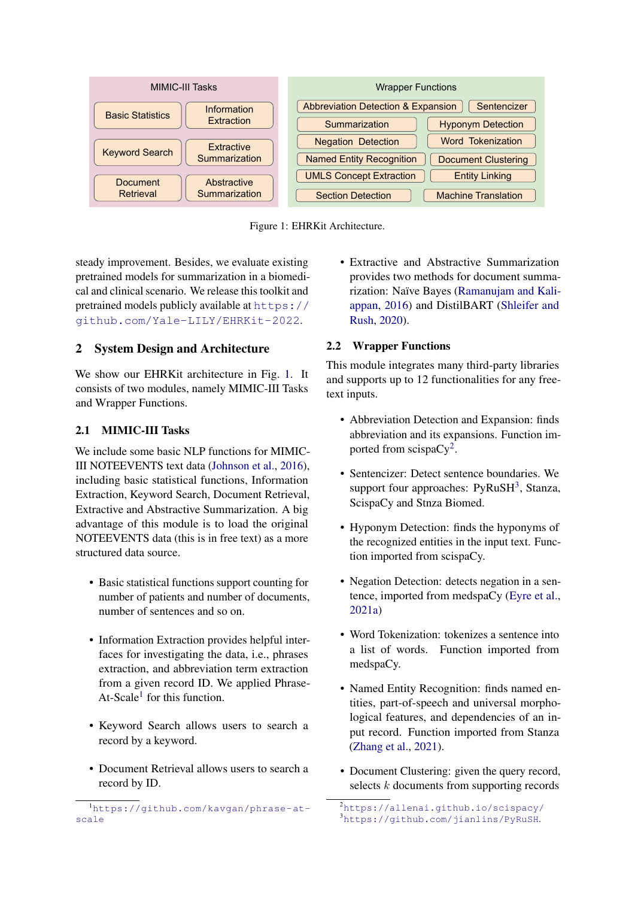MIMIC-III Tasks

| Basic Statistics | Information Extraction |
|---|---|
| Keyword Search | Extractive Summarization |
| Document Retrieval | Abstractive Summarization |

Wrapper Functions

| Abbreviation Detection & Expansion | Sentencizer |
|---|---|
| Summarization | Hyponym Detection |
| Negation Detection | Word Tokenization |
| Named Entity Recognition | Document Clustering |
| UMLS Concept Extraction | Entity Linking |
| Section Detection | Machine Translation |

Figure 1: EHRKit Architecture.

steady improvement. Besides, we evaluate existing pretrained models for summarization in a biomedical and clinical scenario. We release this toolkit and pretrained models publicly available at https://github.com/Yale-LILY/EHRKit-2022.

## 2 System Design and Architecture

We show our EHRKit architecture in Fig. 1. It consists of two modules, namely MIMIC-III Tasks and Wrapper Functions.

### 2.1 MIMIC-III Tasks

We include some basic NLP functions for MIMIC-III NOTEEVENTS text data (Johnson et al., 2016), including basic statistical functions, Information Extraction, Keyword Search, Document Retrieval, Extractive and Abstractive Summarization. A big advantage of this module is to load the original NOTEEVENTS data (this is in free text) as a more structured data source.

- Basic statistical functions support counting for number of patients and number of documents, number of sentences and so on.
- Information Extraction provides helpful interfaces for investigating the data, i.e., phrases extraction, and abbreviation term extraction from a given record ID. We applied Phrase-At-Scale[1] for this function.
- Keyword Search allows users to search a record by a keyword.
- Document Retrieval allows users to search a record by ID.
- Extractive and Abstractive Summarization provides two methods for document summarization: Naïve Bayes (Ramanujam and Kaliappan, 2016) and DistilBART (Shleifer and Rush, 2020).

### 2.2 Wrapper Functions

This module integrates many third-party libraries and supports up to 12 functionalities for any free-text inputs.

- Abbreviation Detection and Expansion: finds abbreviation and its expansions. Function imported from scispaCy[2].
- Sentencizer: Detect sentence boundaries. We support four approaches: PyRuSH[3], Stanza, ScispaCy and Stnza Biomed.
- Hyponym Detection: finds the hyponyms of the recognized entities in the input text. Function imported from scispaCy.
- Negation Detection: detects negation in a sentence, imported from medspaCy (Eyre et al., 2021a)
- Word Tokenization: tokenizes a sentence into a list of words. Function imported from medspaCy.
- Named Entity Recognition: finds named entities, part-of-speech and universal morphological features, and dependencies of an input record. Function imported from Stanza (Zhang et al., 2021).
- Document Clustering: given the query record, selects $k$ documents from supporting records

[1] https://github.com/kavgan/phrase-at-scale

[2] https://allenai.github.io/scispacy/

[3] https://github.com/jianlins/PyRuSH.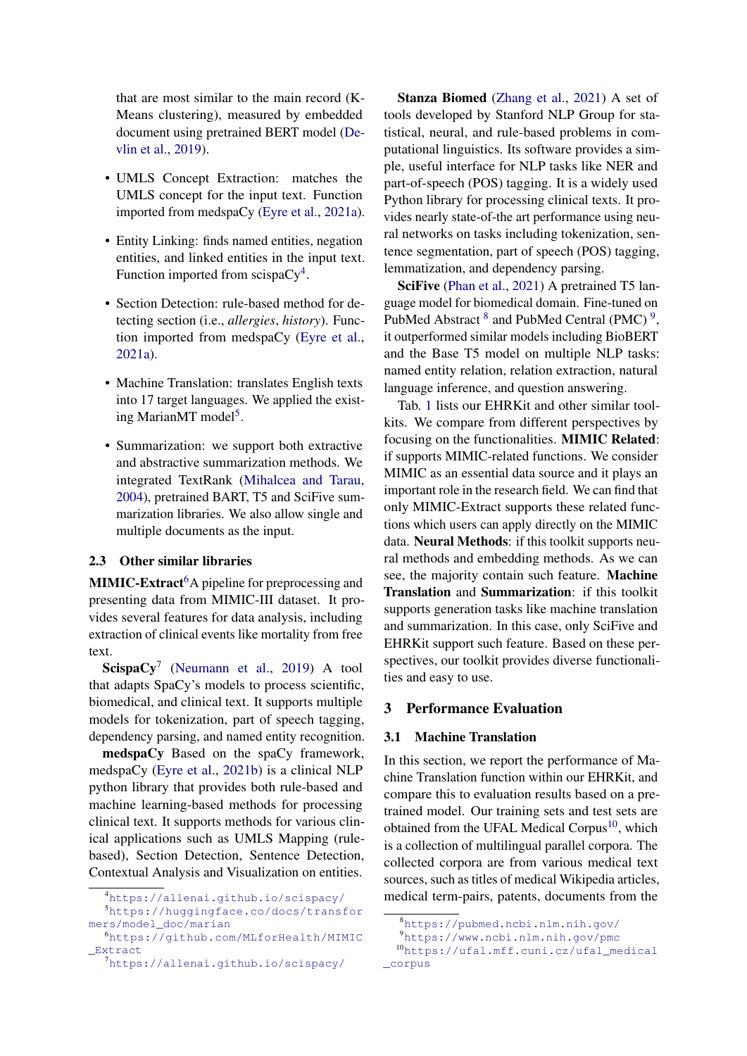that are most similar to the main record (K-Means clustering), measured by embedded document using pretrained BERT model (Devlin et al., 2019).

- UMLS Concept Extraction: matches the UMLS concept for the input text. Function imported from medspaCy (Eyre et al., 2021a).
- Entity Linking: finds named entities, negation entities, and linked entities in the input text. Function imported from scispaCy[4].
- Section Detection: rule-based method for detecting section (i.e., *allergies*, *history*). Function imported from medspaCy (Eyre et al., 2021a).
- Machine Translation: translates English texts into 17 target languages. We applied the existing MarianMT model[5].
- Summarization: we support both extractive and abstractive summarization methods. We integrated TextRank (Mihalcea and Tarau, 2004), pretrained BART, T5 and SciFive summarization libraries. We also allow single and multiple documents as the input.

### 2.3 Other similar libraries

**MIMIC-Extract**[6] A pipeline for preprocessing and presenting data from MIMIC-III dataset. It provides several features for data analysis, including extraction of clinical events like mortality from free text.

**ScispaCy**[7] (Neumann et al., 2019) A tool that adapts SpaCy's models to process scientific, biomedical, and clinical text. It supports multiple models for tokenization, part of speech tagging, dependency parsing, and named entity recognition.

**medspaCy** Based on the spaCy framework, medspaCy (Eyre et al., 2021b) is a clinical NLP python library that provides both rule-based and machine learning-based methods for processing clinical text. It supports methods for various clinical applications such as UMLS Mapping (rule-based), Section Detection, Sentence Detection, Contextual Analysis and Visualization on entities.

**Stanza Biomed** (Zhang et al., 2021) A set of tools developed by Stanford NLP Group for statistical, neural, and rule-based problems in computational linguistics. Its software provides a simple, useful interface for NLP tasks like NER and part-of-speech (POS) tagging. It is a widely used Python library for processing clinical texts. It provides nearly state-of-the art performance using neural networks on tasks including tokenization, sentence segmentation, part of speech (POS) tagging, lemmatization, and dependency parsing.

**SciFive** (Phan et al., 2021) A pretrained T5 language model for biomedical domain. Fine-tuned on PubMed Abstract[8] and PubMed Central (PMC)[9], it outperformed similar models including BioBERT and the Base T5 model on multiple NLP tasks: named entity relation, relation extraction, natural language inference, and question answering.

Tab. 1 lists our EHRKit and other similar toolkits. We compare from different perspectives by focusing on the functionalities. **MIMIC Related**: if supports MIMIC-related functions. We consider MIMIC as an essential data source and it plays an important role in the research field. We can find that only MIMIC-Extract supports these related functions which users can apply directly on the MIMIC data. **Neural Methods**: if this toolkit supports neural methods and embedding methods. As we can see, the majority contain such feature. **Machine Translation** and **Summarization**: if this toolkit supports generation tasks like machine translation and summarization. In this case, only SciFive and EHRKit support such feature. Based on these perspectives, our toolkit provides diverse functionalities and easy to use.

## 3 Performance Evaluation

### 3.1 Machine Translation

In this section, we report the performance of Machine Translation function within our EHRKit, and compare this to evaluation results based on a pretrained model. Our training sets and test sets are obtained from the UFAL Medical Corpus[10], which is a collection of multilingual parallel corpora. The collected corpora are from various medical text sources, such as titles of medical Wikipedia articles, medical term-pairs, patents, documents from the

[4] https://allenai.github.io/scispacy/
[5] https://huggingface.co/docs/transformers/model_doc/marian
[6] https://github.com/MLforHealth/MIMIC_Extract
[7] https://allenai.github.io/scispacy/
[8] https://pubmed.ncbi.nlm.nih.gov/
[9] https://www.ncbi.nlm.nih.gov/pmc
[10] https://ufal.mff.cuni.cz/ufal_medical_corpus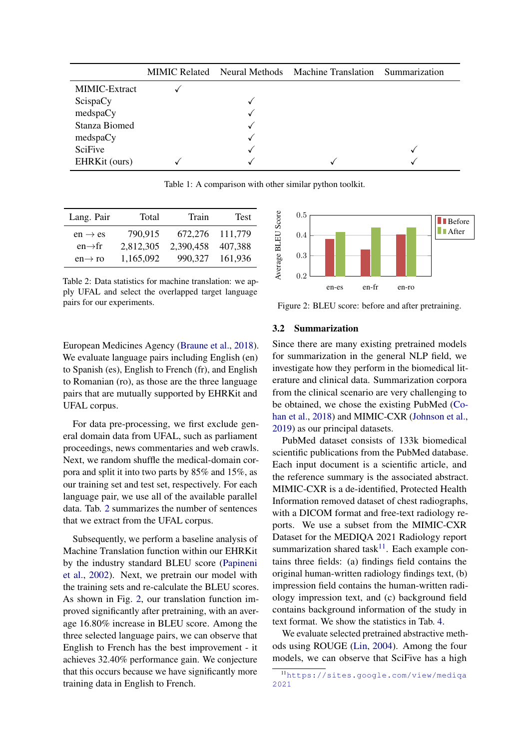| | MIMIC Related | Neural Methods | Machine Translation | Summarization |
|---|---|---|---|---|
| MIMIC-Extract | ✓ | | | |
| ScispaCy | | ✓ | | |
| medspaCy | | ✓ | | |
| Stanza Biomed | | ✓ | | |
| medspaCy | | ✓ | | |
| SciFive | | ✓ | | ✓ |
| EHRKit (ours) | ✓ | ✓ | ✓ | ✓ |

Table 1: A comparison with other similar python toolkit.

| Lang. Pair | Total | Train | Test |
|---|---|---|---|
| en → es | 790,915 | 672,276 | 111,779 |
| en→fr | 2,812,305 | 2,390,458 | 407,388 |
| en→ ro | 1,165,092 | 990,327 | 161,936 |

Table 2: Data statistics for machine translation: we apply UFAL and select the overlapped target language pairs for our experiments.

Figure 2: BLEU score: before and after pretraining.

European Medicines Agency (Braune et al., 2018). We evaluate language pairs including English (en) to Spanish (es), English to French (fr), and English to Romanian (ro), as those are the three language pairs that are mutually supported by EHRKit and UFAL corpus.

For data pre-processing, we first exclude general domain data from UFAL, such as parliament proceedings, news commentaries and web crawls. Next, we random shuffle the medical-domain corpora and split it into two parts by 85% and 15%, as our training set and test set, respectively. For each language pair, we use all of the available parallel data. Tab. 2 summarizes the number of sentences that we extract from the UFAL corpus.

Subsequently, we perform a baseline analysis of Machine Translation function within our EHRKit by the industry standard BLEU score (Papineni et al., 2002). Next, we pretrain our model with the training sets and re-calculate the BLEU scores. As shown in Fig. 2, our translation function improved significantly after pretraining, with an average 16.80% increase in BLEU score. Among the three selected language pairs, we can observe that English to French has the best improvement - it achieves 32.40% performance gain. We conjecture that this occurs because we have significantly more training data in English to French.

### 3.2 Summarization

Since there are many existing pretrained models for summarization in the general NLP field, we investigate how they perform in the biomedical literature and clinical data. Summarization corpora from the clinical scenario are very challenging to be obtained, we chose the existing PubMed (Cohan et al., 2018) and MIMIC-CXR (Johnson et al., 2019) as our principal datasets.

PubMed dataset consists of 133k biomedical scientific publications from the PubMed database. Each input document is a scientific article, and the reference summary is the associated abstract. MIMIC-CXR is a de-identified, Protected Health Information removed dataset of chest radiographs, with a DICOM format and free-text radiology reports. We use a subset from the MIMIC-CXR Dataset for the MEDIQA 2021 Radiology report summarization shared task[11]. Each example contains three fields: (a) findings field contains the original human-written radiology findings text, (b) impression field contains the human-written radiology impression text, and (c) background field contains background information of the study in text format. We show the statistics in Tab. 4.

We evaluate selected pretrained abstractive methods using ROUGE (Lin, 2004). Among the four models, we can observe that SciFive has a high

[11] https://sites.google.com/view/mediqa2021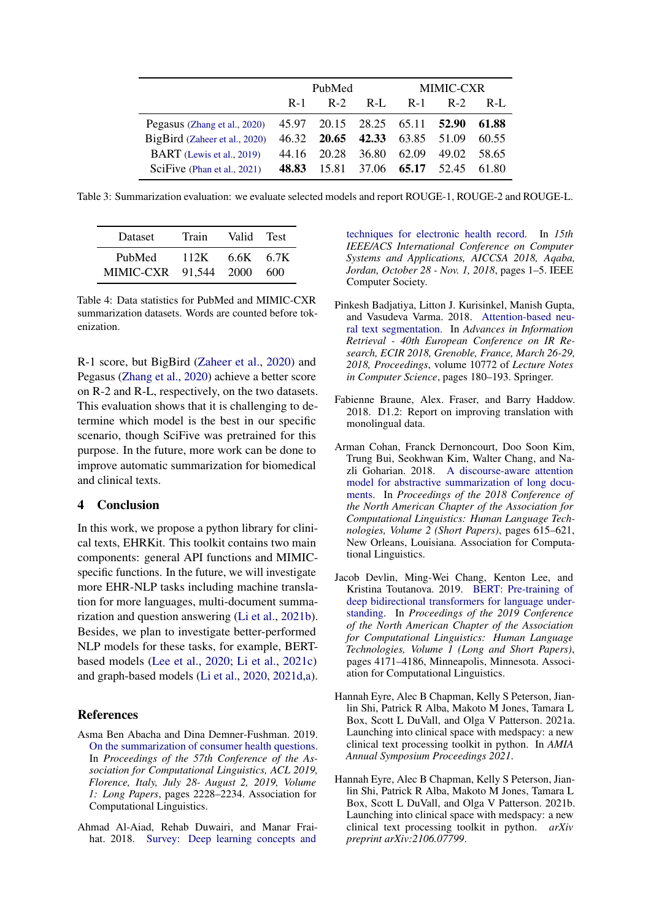|  | PubMed |  |  | MIMIC-CXR |  |  |
|---|---|---|---|---|---|---|
|  | R-1 | R-2 | R-L | R-1 | R-2 | R-L |
| Pegasus (Zhang et al., 2020) | 45.97 | 20.15 | 28.25 | 65.11 | **52.90** | **61.88** |
| BigBird (Zaheer et al., 2020) | 46.32 | **20.65** | **42.33** | 63.85 | 51.09 | 60.55 |
| BART (Lewis et al., 2019) | 44.16 | 20.28 | 36.80 | 62.09 | 49.02 | 58.65 |
| SciFive (Phan et al., 2021) | **48.83** | 15.81 | 37.06 | **65.17** | 52.45 | 61.80 |

Table 3: Summarization evaluation: we evaluate selected models and report ROUGE-1, ROUGE-2 and ROUGE-L.

| Dataset | Train | Valid | Test |
|---|---|---|---|
| PubMed | 112K | 6.6K | 6.7K |
| MIMIC-CXR | 91,544 | 2000 | 600 |

Table 4: Data statistics for PubMed and MIMIC-CXR summarization datasets. Words are counted before tokenization.

R-1 score, but BigBird (Zaheer et al., 2020) and Pegasus (Zhang et al., 2020) achieve a better score on R-2 and R-L, respectively, on the two datasets. This evaluation shows that it is challenging to determine which model is the best in our specific scenario, though SciFive was pretrained for this purpose. In the future, more work can be done to improve automatic summarization for biomedical and clinical texts.

## 4 Conclusion

In this work, we propose a python library for clinical texts, EHRKit. This toolkit contains two main components: general API functions and MIMIC-specific functions. In the future, we will investigate more EHR-NLP tasks including machine translation for more languages, multi-document summarization and question answering (Li et al., 2021b). Besides, we plan to investigate better-performed NLP models for these tasks, for example, BERT-based models (Lee et al., 2020; Li et al., 2021c) and graph-based models (Li et al., 2020, 2021d,a).

## References

Asma Ben Abacha and Dina Demner-Fushman. 2019. On the summarization of consumer health questions. In *Proceedings of the 57th Conference of the Association for Computational Linguistics, ACL 2019, Florence, Italy, July 28- August 2, 2019, Volume 1: Long Papers*, pages 2228–2234. Association for Computational Linguistics.

Ahmad Al-Aiad, Rehab Duwairi, and Manar Fraihat. 2018. Survey: Deep learning concepts and techniques for electronic health record. In *15th IEEE/ACS International Conference on Computer Systems and Applications, AICCSA 2018, Aqaba, Jordan, October 28 - Nov. 1, 2018*, pages 1–5. IEEE Computer Society.

Pinkesh Badjatiya, Litton J. Kurisinkel, Manish Gupta, and Vasudeva Varma. 2018. Attention-based neural text segmentation. In *Advances in Information Retrieval - 40th European Conference on IR Research, ECIR 2018, Grenoble, France, March 26-29, 2018, Proceedings*, volume 10772 of *Lecture Notes in Computer Science*, pages 180–193. Springer.

Fabienne Braune, Alex. Fraser, and Barry Haddow. 2018. D1.2: Report on improving translation with monolingual data.

Arman Cohan, Franck Dernoncourt, Doo Soon Kim, Trung Bui, Seokhwan Kim, Walter Chang, and Nazli Goharian. 2018. A discourse-aware attention model for abstractive summarization of long documents. In *Proceedings of the 2018 Conference of the North American Chapter of the Association for Computational Linguistics: Human Language Technologies, Volume 2 (Short Papers)*, pages 615–621, New Orleans, Louisiana. Association for Computational Linguistics.

Jacob Devlin, Ming-Wei Chang, Kenton Lee, and Kristina Toutanova. 2019. BERT: Pre-training of deep bidirectional transformers for language understanding. In *Proceedings of the 2019 Conference of the North American Chapter of the Association for Computational Linguistics: Human Language Technologies, Volume 1 (Long and Short Papers)*, pages 4171–4186, Minneapolis, Minnesota. Association for Computational Linguistics.

Hannah Eyre, Alec B Chapman, Kelly S Peterson, Jianlin Shi, Patrick R Alba, Makoto M Jones, Tamara L Box, Scott L DuVall, and Olga V Patterson. 2021a. Launching into clinical space with medspacy: a new clinical text processing toolkit in python. In *AMIA Annual Symposium Proceedings 2021*.

Hannah Eyre, Alec B Chapman, Kelly S Peterson, Jianlin Shi, Patrick R Alba, Makoto M Jones, Tamara L Box, Scott L DuVall, and Olga V Patterson. 2021b. Launching into clinical space with medspacy: a new clinical text processing toolkit in python. *arXiv preprint arXiv:2106.07799*.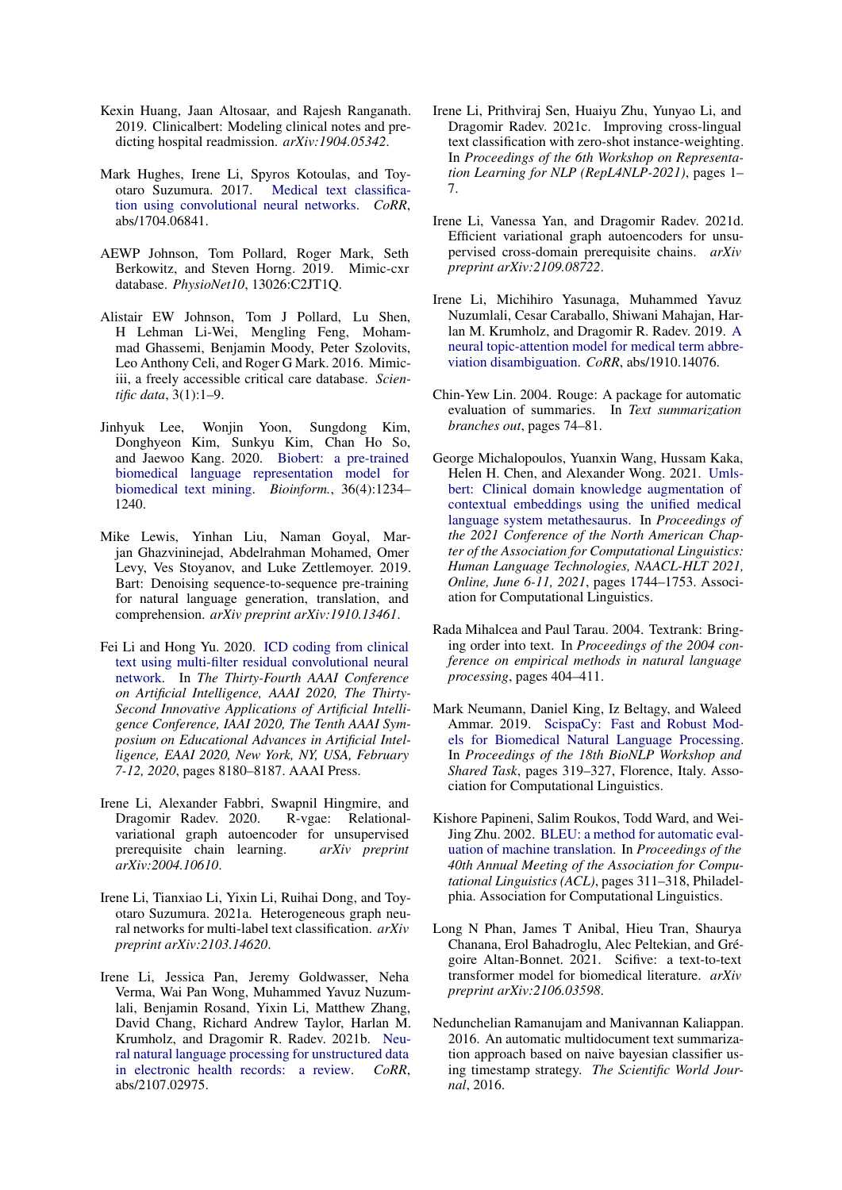Kexin Huang, Jaan Altosaar, and Rajesh Ranganath. 2019. Clinicalbert: Modeling clinical notes and predicting hospital readmission. *arXiv:1904.05342*.

Mark Hughes, Irene Li, Spyros Kotoulas, and Toyotaro Suzumura. 2017. Medical text classification using convolutional neural networks. *CoRR*, abs/1704.06841.

AEWP Johnson, Tom Pollard, Roger Mark, Seth Berkowitz, and Steven Horng. 2019. Mimic-cxr database. *PhysioNet10*, 13026:C2JT1Q.

Alistair EW Johnson, Tom J Pollard, Lu Shen, H Lehman Li-Wei, Mengling Feng, Mohammad Ghassemi, Benjamin Moody, Peter Szolovits, Leo Anthony Celi, and Roger G Mark. 2016. Mimic-iii, a freely accessible critical care database. *Scientific data*, 3(1):1–9.

Jinhyuk Lee, Wonjin Yoon, Sungdong Kim, Donghyeon Kim, Sunkyu Kim, Chan Ho So, and Jaewoo Kang. 2020. Biobert: a pre-trained biomedical language representation model for biomedical text mining. *Bioinform.*, 36(4):1234–1240.

Mike Lewis, Yinhan Liu, Naman Goyal, Marjan Ghazvininejad, Abdelrahman Mohamed, Omer Levy, Ves Stoyanov, and Luke Zettlemoyer. 2019. Bart: Denoising sequence-to-sequence pre-training for natural language generation, translation, and comprehension. *arXiv preprint arXiv:1910.13461*.

Fei Li and Hong Yu. 2020. ICD coding from clinical text using multi-filter residual convolutional neural network. In *The Thirty-Fourth AAAI Conference on Artificial Intelligence, AAAI 2020, The Thirty-Second Innovative Applications of Artificial Intelligence Conference, IAAI 2020, The Tenth AAAI Symposium on Educational Advances in Artificial Intelligence, EAAI 2020, New York, NY, USA, February 7-12, 2020*, pages 8180–8187. AAAI Press.

Irene Li, Alexander Fabbri, Swapnil Hingmire, and Dragomir Radev. 2020. R-vgae: Relational-variational graph autoencoder for unsupervised prerequisite chain learning. *arXiv preprint arXiv:2004.10610*.

Irene Li, Tianxiao Li, Yixin Li, Ruihai Dong, and Toyotaro Suzumura. 2021a. Heterogeneous graph neural networks for multi-label text classification. *arXiv preprint arXiv:2103.14620*.

Irene Li, Jessica Pan, Jeremy Goldwasser, Neha Verma, Wai Pan Wong, Muhammed Yavuz Nuzumlali, Benjamin Rosand, Yixin Li, Matthew Zhang, David Chang, Richard Andrew Taylor, Harlan M. Krumholz, and Dragomir R. Radev. 2021b. Neural natural language processing for unstructured data in electronic health records: a review. *CoRR*, abs/2107.02975.

Irene Li, Prithviraj Sen, Huaiyu Zhu, Yunyao Li, and Dragomir Radev. 2021c. Improving cross-lingual text classification with zero-shot instance-weighting. In *Proceedings of the 6th Workshop on Representation Learning for NLP (RepL4NLP-2021)*, pages 1–7.

Irene Li, Vanessa Yan, and Dragomir Radev. 2021d. Efficient variational graph autoencoders for unsupervised cross-domain prerequisite chains. *arXiv preprint arXiv:2109.08722*.

Irene Li, Michihiro Yasunaga, Muhammed Yavuz Nuzumlali, Cesar Caraballo, Shiwani Mahajan, Harlan M. Krumholz, and Dragomir R. Radev. 2019. A neural topic-attention model for medical term abbreviation disambiguation. *CoRR*, abs/1910.14076.

Chin-Yew Lin. 2004. Rouge: A package for automatic evaluation of summaries. In *Text summarization branches out*, pages 74–81.

George Michalopoulos, Yuanxin Wang, Hussam Kaka, Helen H. Chen, and Alexander Wong. 2021. Umlsbert: Clinical domain knowledge augmentation of contextual embeddings using the unified medical language system metathesaurus. In *Proceedings of the 2021 Conference of the North American Chapter of the Association for Computational Linguistics: Human Language Technologies, NAACL-HLT 2021, Online, June 6-11, 2021*, pages 1744–1753. Association for Computational Linguistics.

Rada Mihalcea and Paul Tarau. 2004. Textrank: Bringing order into text. In *Proceedings of the 2004 conference on empirical methods in natural language processing*, pages 404–411.

Mark Neumann, Daniel King, Iz Beltagy, and Waleed Ammar. 2019. ScispaCy: Fast and Robust Models for Biomedical Natural Language Processing. In *Proceedings of the 18th BioNLP Workshop and Shared Task*, pages 319–327, Florence, Italy. Association for Computational Linguistics.

Kishore Papineni, Salim Roukos, Todd Ward, and Wei-Jing Zhu. 2002. BLEU: a method for automatic evaluation of machine translation. In *Proceedings of the 40th Annual Meeting of the Association for Computational Linguistics (ACL)*, pages 311–318, Philadelphia. Association for Computational Linguistics.

Long N Phan, James T Anibal, Hieu Tran, Shaurya Chanana, Erol Bahadroglu, Alec Peltekian, and Grégoire Altan-Bonnet. 2021. Scifive: a text-to-text transformer model for biomedical literature. *arXiv preprint arXiv:2106.03598*.

Nedunchelian Ramanujam and Manivannan Kaliappan. 2016. An automatic multidocument text summarization approach based on naive bayesian classifier using timestamp strategy. *The Scientific World Journal*, 2016.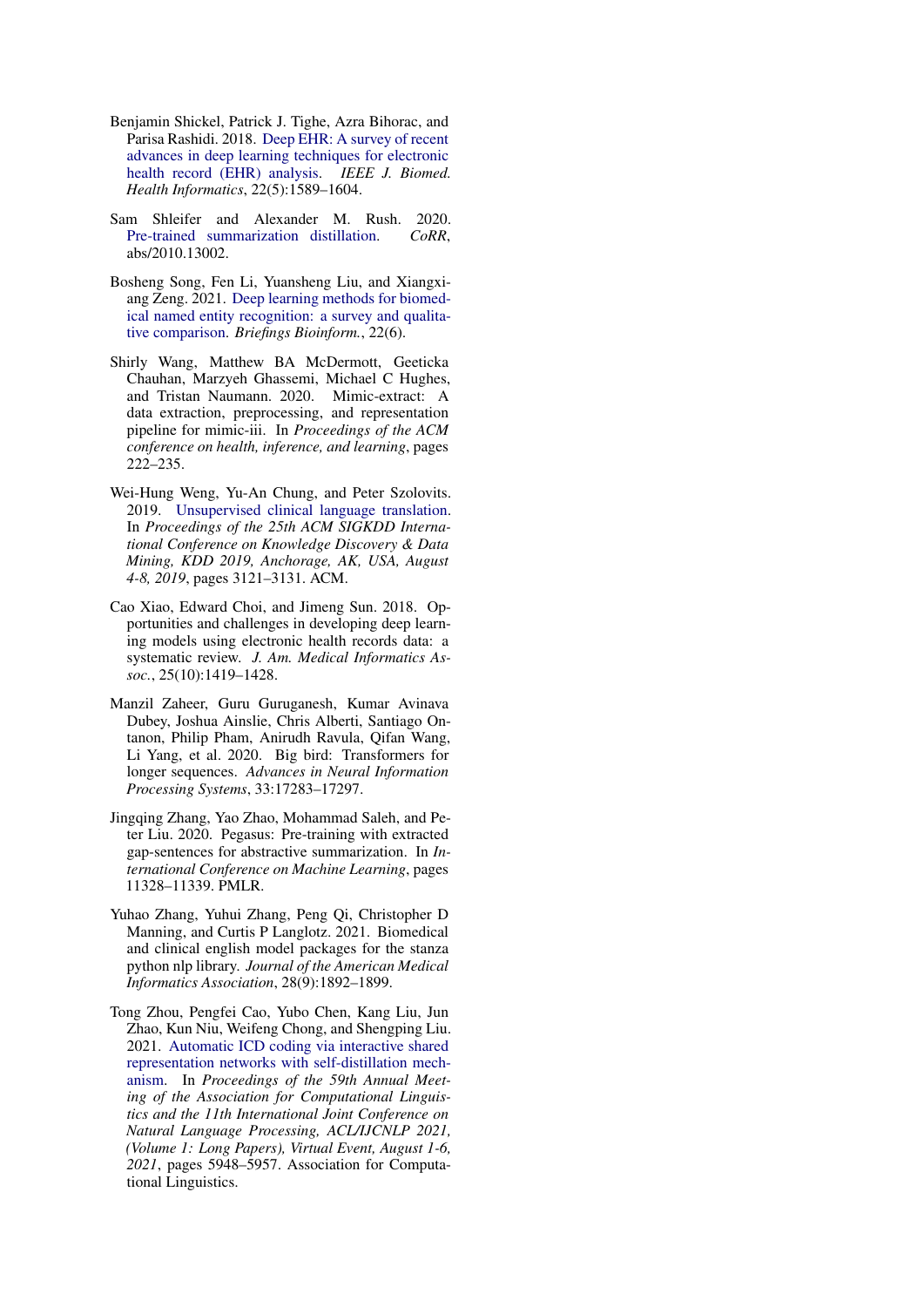Benjamin Shickel, Patrick J. Tighe, Azra Bihorac, and Parisa Rashidi. 2018. Deep EHR: A survey of recent advances in deep learning techniques for electronic health record (EHR) analysis. *IEEE J. Biomed. Health Informatics*, 22(5):1589–1604.

Sam Shleifer and Alexander M. Rush. 2020. Pre-trained summarization distillation. *CoRR*, abs/2010.13002.

Bosheng Song, Fen Li, Yuansheng Liu, and Xiangxiang Zeng. 2021. Deep learning methods for biomedical named entity recognition: a survey and qualitative comparison. *Briefings Bioinform.*, 22(6).

Shirly Wang, Matthew BA McDermott, Geeticka Chauhan, Marzyeh Ghassemi, Michael C Hughes, and Tristan Naumann. 2020. Mimic-extract: A data extraction, preprocessing, and representation pipeline for mimic-iii. In *Proceedings of the ACM conference on health, inference, and learning*, pages 222–235.

Wei-Hung Weng, Yu-An Chung, and Peter Szolovits. 2019. Unsupervised clinical language translation. In *Proceedings of the 25th ACM SIGKDD International Conference on Knowledge Discovery & Data Mining, KDD 2019, Anchorage, AK, USA, August 4-8, 2019*, pages 3121–3131. ACM.

Cao Xiao, Edward Choi, and Jimeng Sun. 2018. Opportunities and challenges in developing deep learning models using electronic health records data: a systematic review. *J. Am. Medical Informatics Assoc.*, 25(10):1419–1428.

Manzil Zaheer, Guru Guruganesh, Kumar Avinava Dubey, Joshua Ainslie, Chris Alberti, Santiago Ontanon, Philip Pham, Anirudh Ravula, Qifan Wang, Li Yang, et al. 2020. Big bird: Transformers for longer sequences. *Advances in Neural Information Processing Systems*, 33:17283–17297.

Jingqing Zhang, Yao Zhao, Mohammad Saleh, and Peter Liu. 2020. Pegasus: Pre-training with extracted gap-sentences for abstractive summarization. In *International Conference on Machine Learning*, pages 11328–11339. PMLR.

Yuhao Zhang, Yuhui Zhang, Peng Qi, Christopher D Manning, and Curtis P Langlotz. 2021. Biomedical and clinical english model packages for the stanza python nlp library. *Journal of the American Medical Informatics Association*, 28(9):1892–1899.

Tong Zhou, Pengfei Cao, Yubo Chen, Kang Liu, Jun Zhao, Kun Niu, Weifeng Chong, and Shengping Liu. 2021. Automatic ICD coding via interactive shared representation networks with self-distillation mechanism. In *Proceedings of the 59th Annual Meeting of the Association for Computational Linguistics and the 11th International Joint Conference on Natural Language Processing, ACL/IJCNLP 2021, (Volume 1: Long Papers), Virtual Event, August 1-6, 2021*, pages 5948–5957. Association for Computational Linguistics.